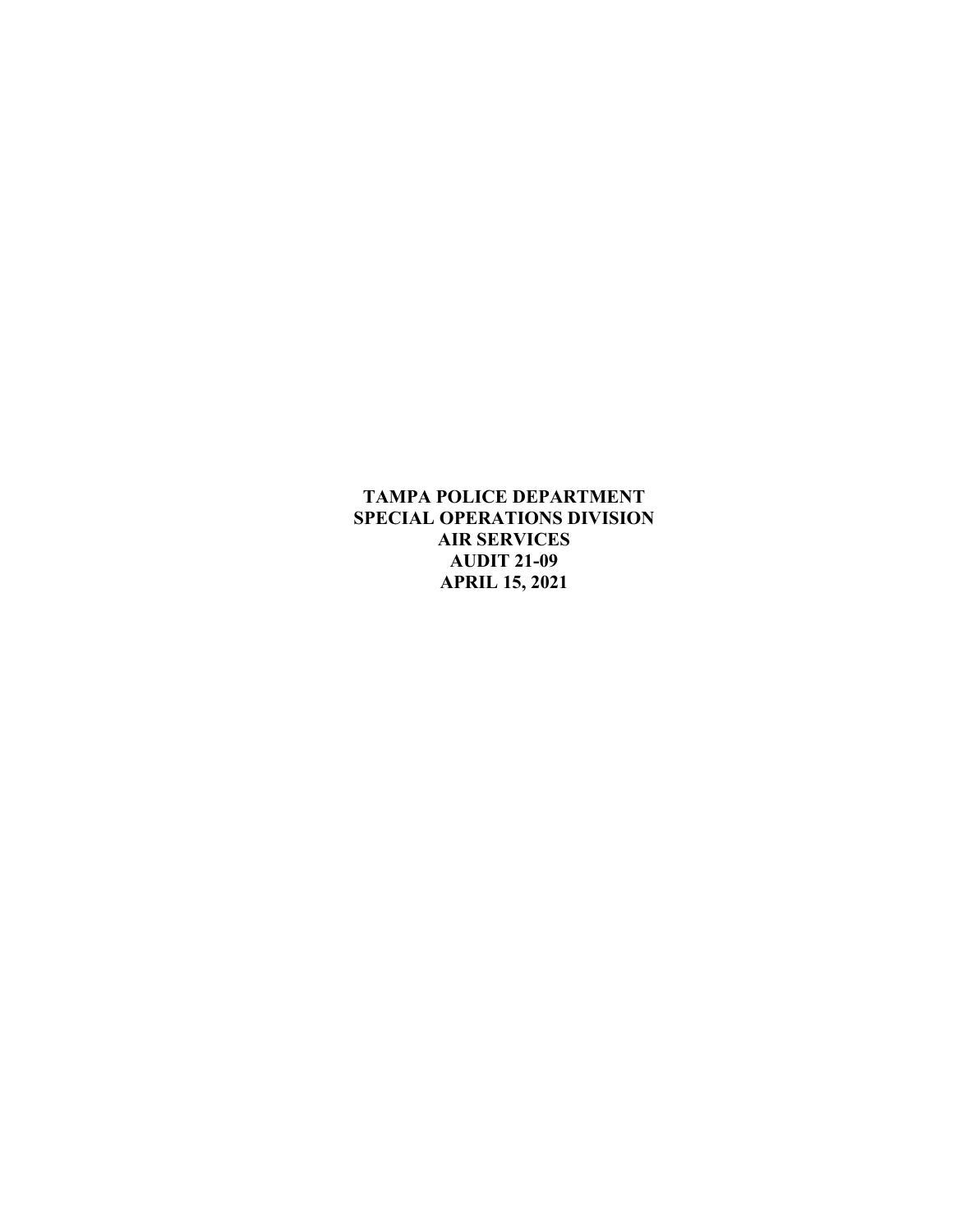**TAMPA POLICE DEPARTMENT**
**SPECIAL OPERATIONS DIVISION**
**AIR SERVICES**
**AUDIT 21-09**
**APRIL 15, 2021**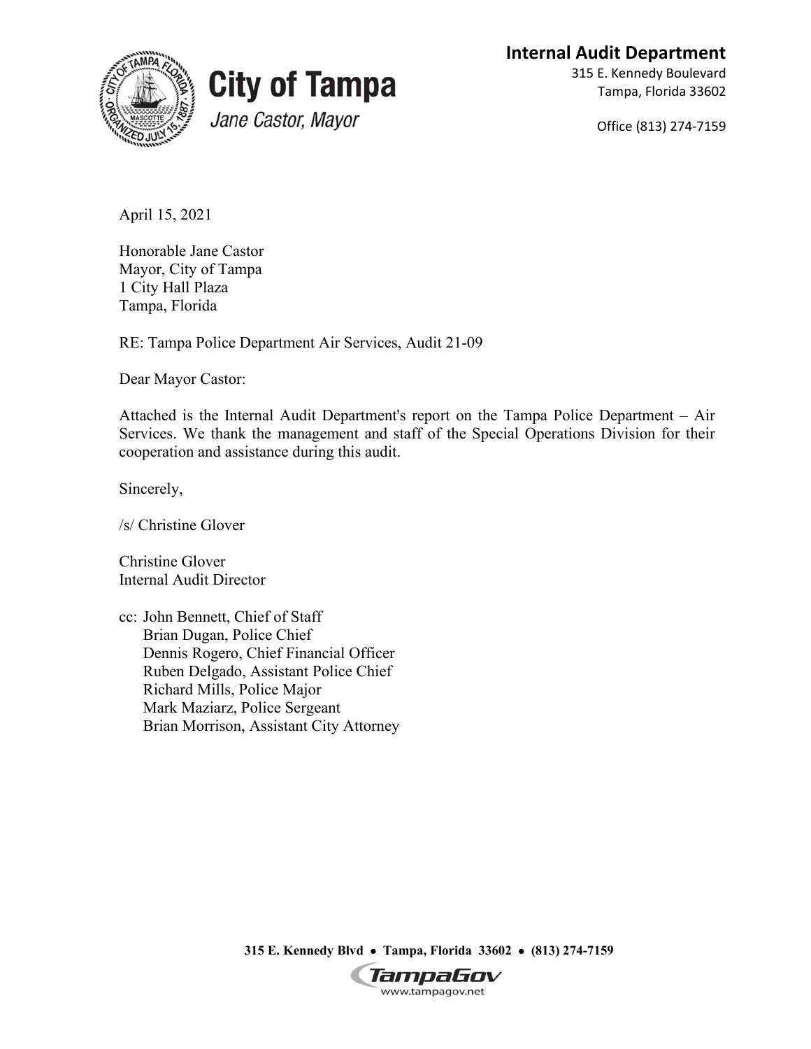**Internal Audit Department**
315 E. Kennedy Boulevard
Tampa, Florida 33602

Office (813) 274-7159

**City of Tampa**
*Jane Castor, Mayor*

April 15, 2021

Honorable Jane Castor
Mayor, City of Tampa
1 City Hall Plaza
Tampa, Florida

RE: Tampa Police Department Air Services, Audit 21-09

Dear Mayor Castor:

Attached is the Internal Audit Department's report on the Tampa Police Department – Air Services. We thank the management and staff of the Special Operations Division for their cooperation and assistance during this audit.

Sincerely,

/s/ Christine Glover

Christine Glover
Internal Audit Director

cc: John Bennett, Chief of Staff
Brian Dugan, Police Chief
Dennis Rogero, Chief Financial Officer
Ruben Delgado, Assistant Police Chief
Richard Mills, Police Major
Mark Maziarz, Police Sergeant
Brian Morrison, Assistant City Attorney

**315 E. Kennedy Blvd • Tampa, Florida 33602 • (813) 274-7159**

TampaGov
www.tampagov.net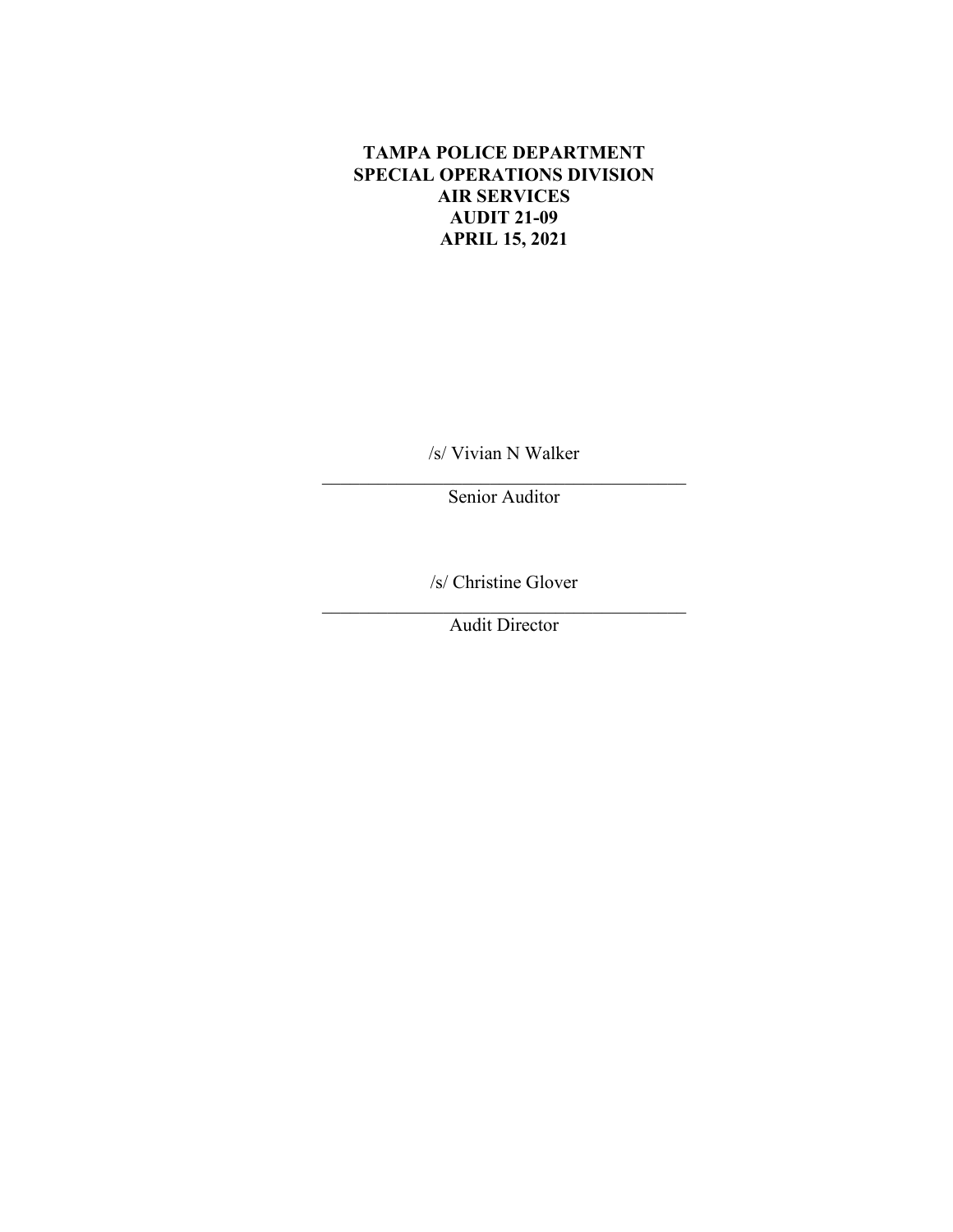**TAMPA POLICE DEPARTMENT**
**SPECIAL OPERATIONS DIVISION**
**AIR SERVICES**
**AUDIT 21-09**
**APRIL 15, 2021**

/s/ Vivian N Walker

Senior Auditor

/s/ Christine Glover

Audit Director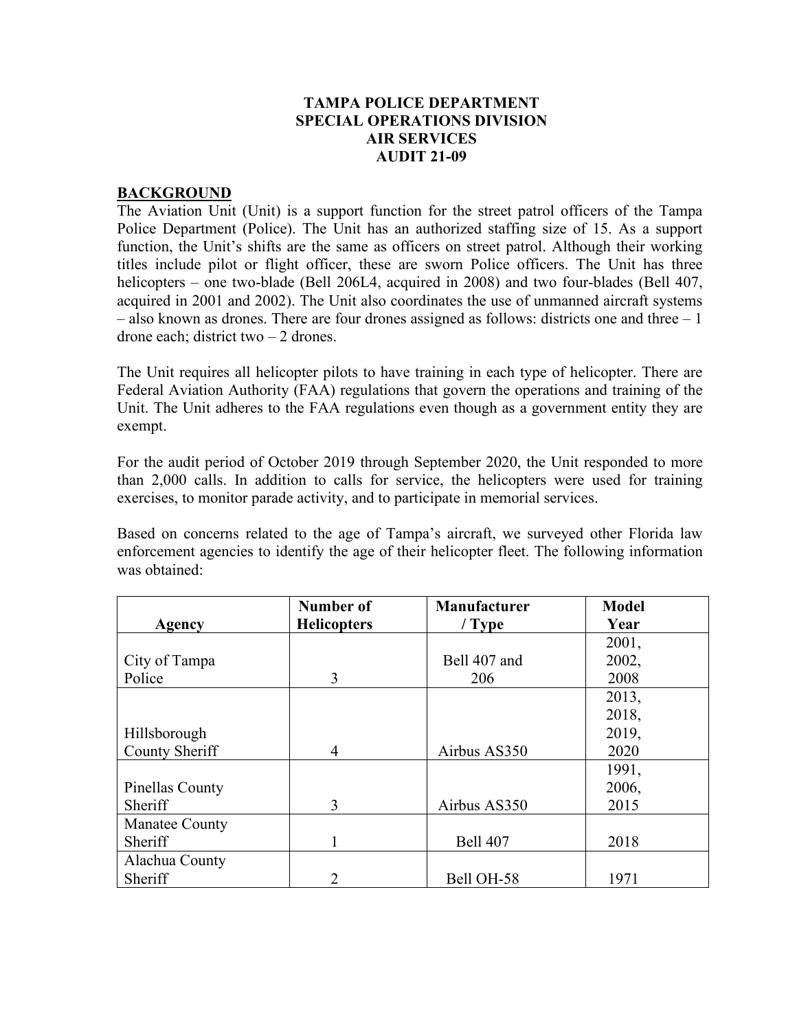**TAMPA POLICE DEPARTMENT**
**SPECIAL OPERATIONS DIVISION**
**AIR SERVICES**
**AUDIT 21-09**

## BACKGROUND

The Aviation Unit (Unit) is a support function for the street patrol officers of the Tampa Police Department (Police). The Unit has an authorized staffing size of 15. As a support function, the Unit's shifts are the same as officers on street patrol. Although their working titles include pilot or flight officer, these are sworn Police officers. The Unit has three helicopters – one two-blade (Bell 206L4, acquired in 2008) and two four-blades (Bell 407, acquired in 2001 and 2002). The Unit also coordinates the use of unmanned aircraft systems – also known as drones. There are four drones assigned as follows: districts one and three – 1 drone each; district two – 2 drones.

The Unit requires all helicopter pilots to have training in each type of helicopter. There are Federal Aviation Authority (FAA) regulations that govern the operations and training of the Unit. The Unit adheres to the FAA regulations even though as a government entity they are exempt.

For the audit period of October 2019 through September 2020, the Unit responded to more than 2,000 calls. In addition to calls for service, the helicopters were used for training exercises, to monitor parade activity, and to participate in memorial services.

Based on concerns related to the age of Tampa's aircraft, we surveyed other Florida law enforcement agencies to identify the age of their helicopter fleet. The following information was obtained:

| Agency | Number of Helicopters | Manufacturer / Type | Model Year |
|---|---|---|---|
| City of Tampa Police | 3 | Bell 407 and 206 | 2001, 2002, 2008 |
| Hillsborough County Sheriff | 4 | Airbus AS350 | 2013, 2018, 2019, 2020 |
| Pinellas County Sheriff | 3 | Airbus AS350 | 1991, 2006, 2015 |
| Manatee County Sheriff | 1 | Bell 407 | 2018 |
| Alachua County Sheriff | 2 | Bell OH-58 | 1971 |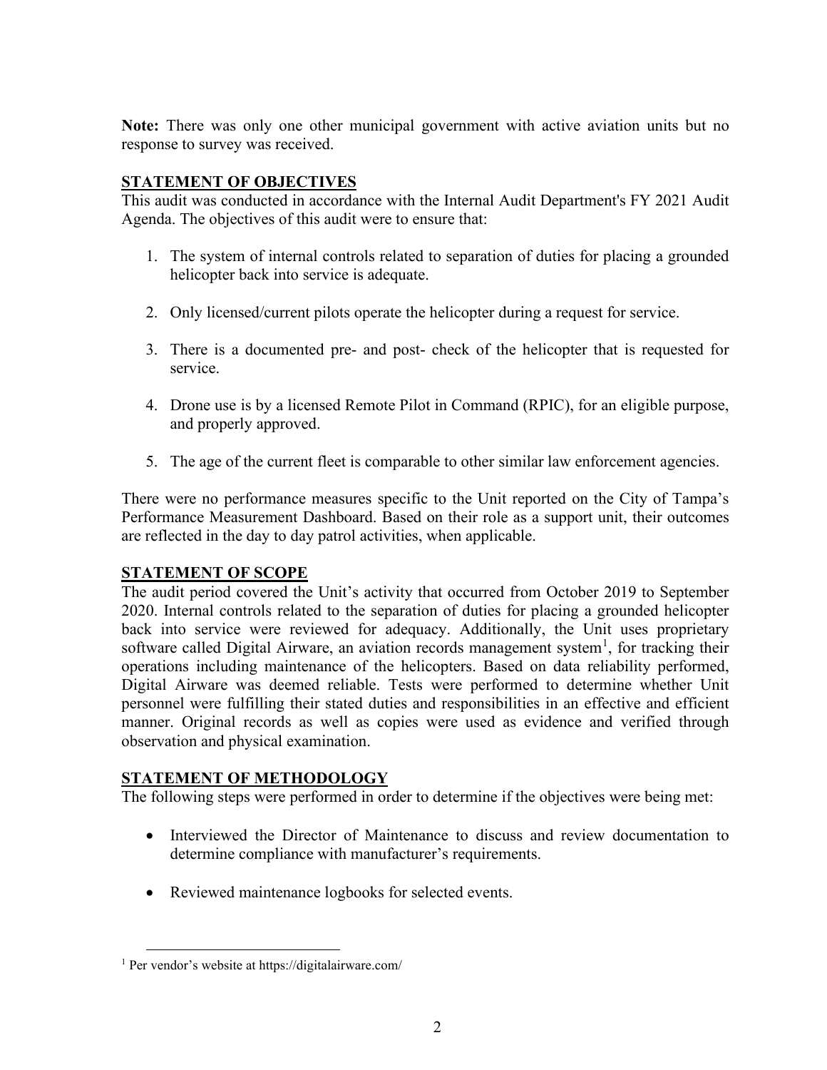**Note:** There was only one other municipal government with active aviation units but no response to survey was received.

## STATEMENT OF OBJECTIVES

This audit was conducted in accordance with the Internal Audit Department's FY 2021 Audit Agenda. The objectives of this audit were to ensure that:

1. The system of internal controls related to separation of duties for placing a grounded helicopter back into service is adequate.

2. Only licensed/current pilots operate the helicopter during a request for service.

3. There is a documented pre- and post- check of the helicopter that is requested for service.

4. Drone use is by a licensed Remote Pilot in Command (RPIC), for an eligible purpose, and properly approved.

5. The age of the current fleet is comparable to other similar law enforcement agencies.

There were no performance measures specific to the Unit reported on the City of Tampa's Performance Measurement Dashboard. Based on their role as a support unit, their outcomes are reflected in the day to day patrol activities, when applicable.

## STATEMENT OF SCOPE

The audit period covered the Unit's activity that occurred from October 2019 to September 2020. Internal controls related to the separation of duties for placing a grounded helicopter back into service were reviewed for adequacy. Additionally, the Unit uses proprietary software called Digital Airware, an aviation records management system[1], for tracking their operations including maintenance of the helicopters. Based on data reliability performed, Digital Airware was deemed reliable. Tests were performed to determine whether Unit personnel were fulfilling their stated duties and responsibilities in an effective and efficient manner. Original records as well as copies were used as evidence and verified through observation and physical examination.

## STATEMENT OF METHODOLOGY

The following steps were performed in order to determine if the objectives were being met:

- Interviewed the Director of Maintenance to discuss and review documentation to determine compliance with manufacturer's requirements.

- Reviewed maintenance logbooks for selected events.

---

[1] Per vendor's website at https://digitalairware.com/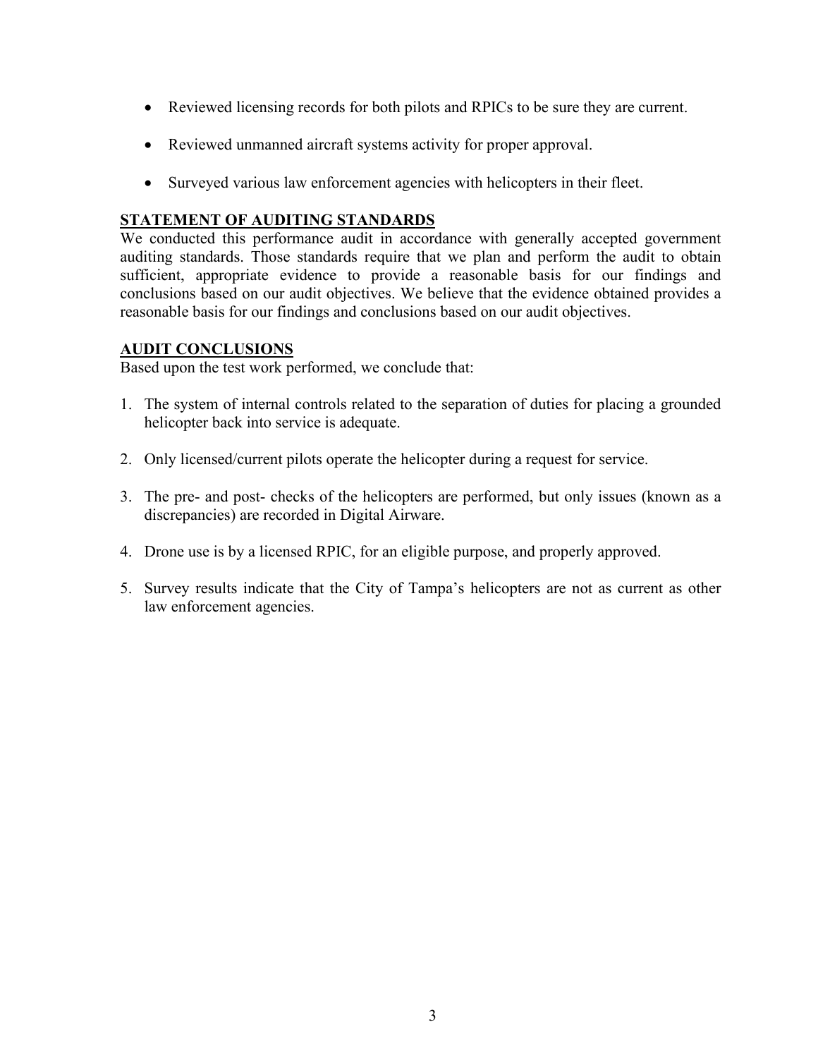- Reviewed licensing records for both pilots and RPICs to be sure they are current.
- Reviewed unmanned aircraft systems activity for proper approval.
- Surveyed various law enforcement agencies with helicopters in their fleet.

## STATEMENT OF AUDITING STANDARDS

We conducted this performance audit in accordance with generally accepted government auditing standards. Those standards require that we plan and perform the audit to obtain sufficient, appropriate evidence to provide a reasonable basis for our findings and conclusions based on our audit objectives. We believe that the evidence obtained provides a reasonable basis for our findings and conclusions based on our audit objectives.

## AUDIT CONCLUSIONS

Based upon the test work performed, we conclude that:

1. The system of internal controls related to the separation of duties for placing a grounded helicopter back into service is adequate.
2. Only licensed/current pilots operate the helicopter during a request for service.
3. The pre- and post- checks of the helicopters are performed, but only issues (known as a discrepancies) are recorded in Digital Airware.
4. Drone use is by a licensed RPIC, for an eligible purpose, and properly approved.
5. Survey results indicate that the City of Tampa's helicopters are not as current as other law enforcement agencies.